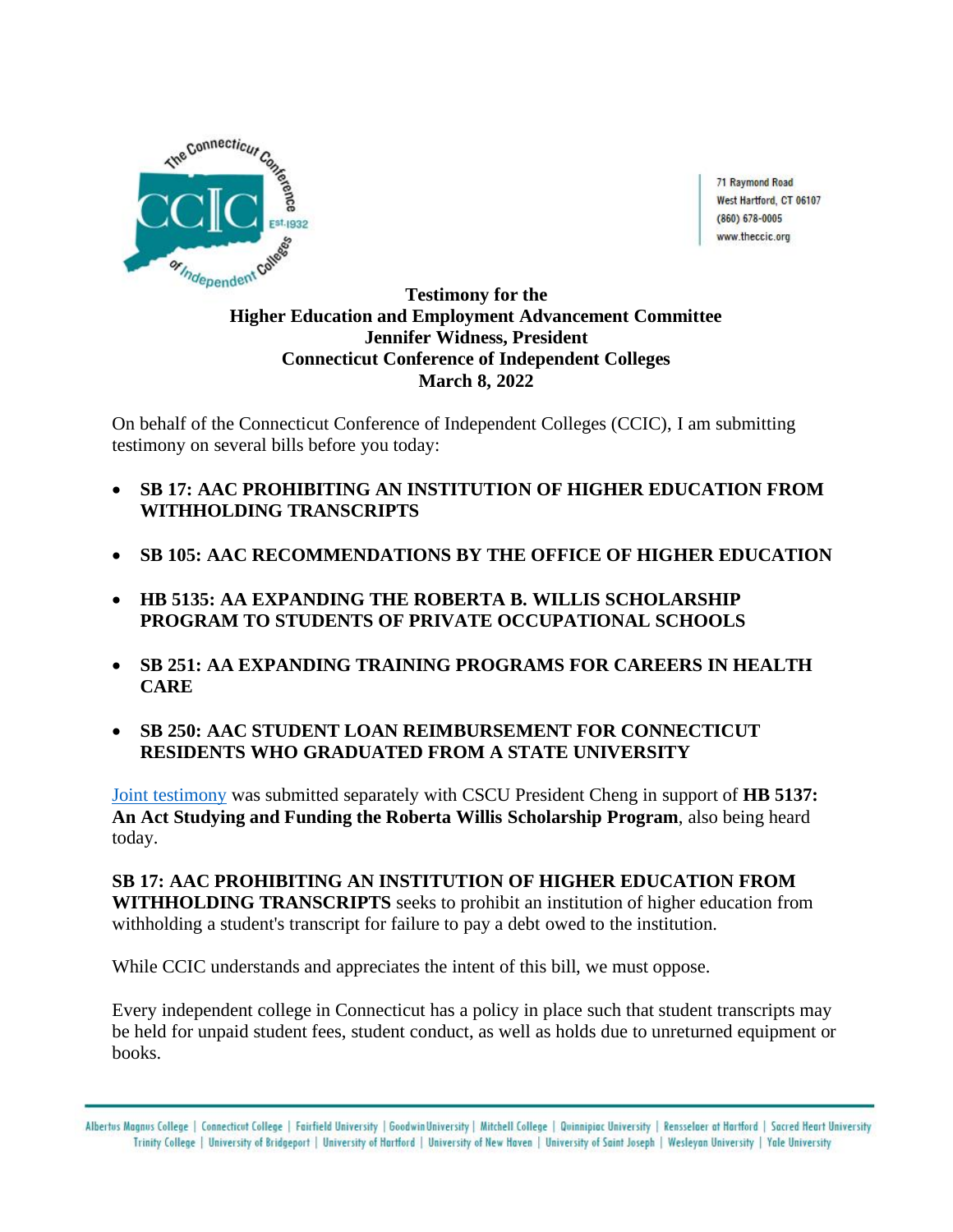71 Raymond Road
West Hartford, CT 06107
(860) 678-0005
www.theccic.org

**Testimony for the**
**Higher Education and Employment Advancement Committee**
**Jennifer Widness, President**
**Connecticut Conference of Independent Colleges**
**March 8, 2022**

On behalf of the Connecticut Conference of Independent Colleges (CCIC), I am submitting testimony on several bills before you today:

- **SB 17: AAC PROHIBITING AN INSTITUTION OF HIGHER EDUCATION FROM WITHHOLDING TRANSCRIPTS**
- **SB 105: AAC RECOMMENDATIONS BY THE OFFICE OF HIGHER EDUCATION**
- **HB 5135: AA EXPANDING THE ROBERTA B. WILLIS SCHOLARSHIP PROGRAM TO STUDENTS OF PRIVATE OCCUPATIONAL SCHOOLS**
- **SB 251: AA EXPANDING TRAINING PROGRAMS FOR CAREERS IN HEALTH CARE**
- **SB 250: AAC STUDENT LOAN REIMBURSEMENT FOR CONNECTICUT RESIDENTS WHO GRADUATED FROM A STATE UNIVERSITY**

Joint testimony was submitted separately with CSCU President Cheng in support of **HB 5137: An Act Studying and Funding the Roberta Willis Scholarship Program**, also being heard today.

**SB 17: AAC PROHIBITING AN INSTITUTION OF HIGHER EDUCATION FROM WITHHOLDING TRANSCRIPTS** seeks to prohibit an institution of higher education from withholding a student's transcript for failure to pay a debt owed to the institution.

While CCIC understands and appreciates the intent of this bill, we must oppose.

Every independent college in Connecticut has a policy in place such that student transcripts may be held for unpaid student fees, student conduct, as well as holds due to unreturned equipment or books.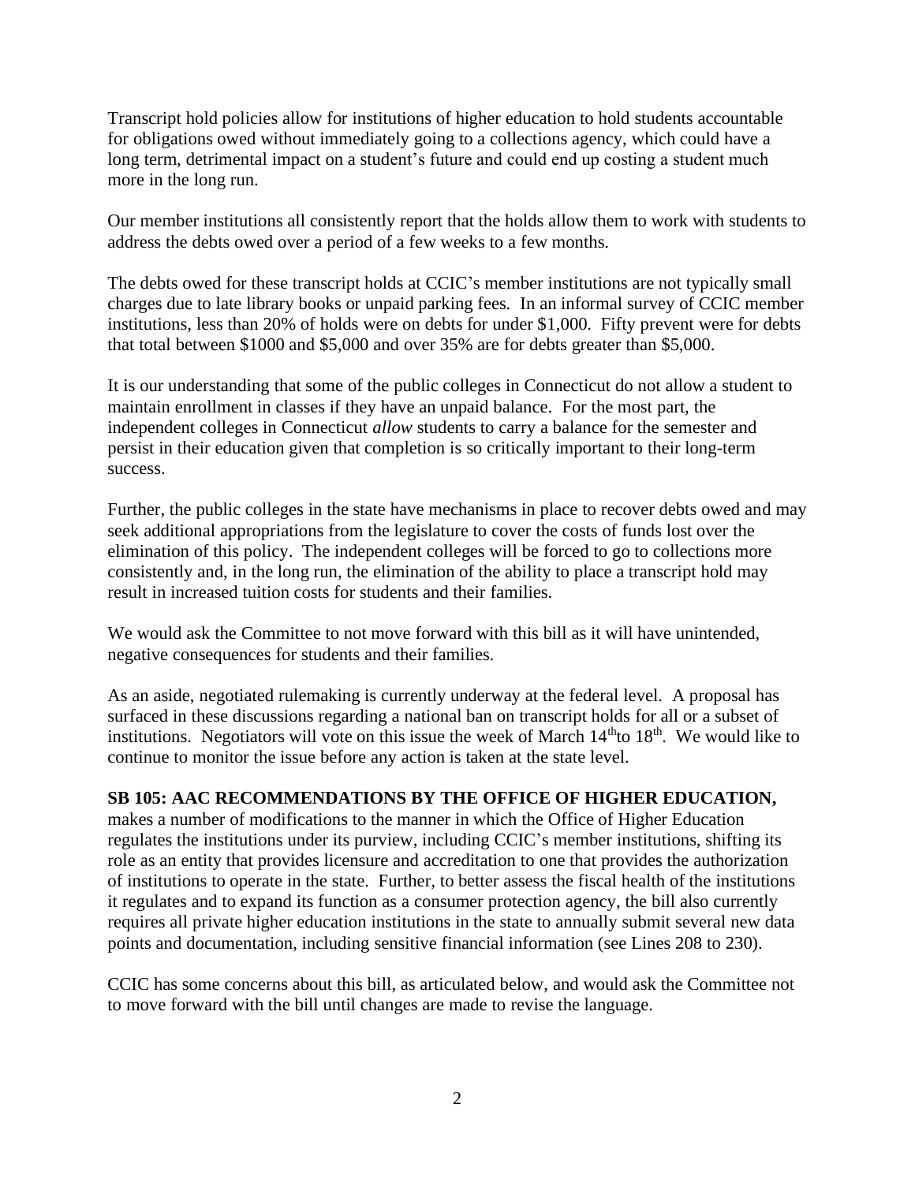Transcript hold policies allow for institutions of higher education to hold students accountable for obligations owed without immediately going to a collections agency, which could have a long term, detrimental impact on a student's future and could end up costing a student much more in the long run.

Our member institutions all consistently report that the holds allow them to work with students to address the debts owed over a period of a few weeks to a few months.

The debts owed for these transcript holds at CCIC's member institutions are not typically small charges due to late library books or unpaid parking fees. In an informal survey of CCIC member institutions, less than 20% of holds were on debts for under $1,000. Fifty prevent were for debts that total between $1000 and $5,000 and over 35% are for debts greater than $5,000.

It is our understanding that some of the public colleges in Connecticut do not allow a student to maintain enrollment in classes if they have an unpaid balance. For the most part, the independent colleges in Connecticut *allow* students to carry a balance for the semester and persist in their education given that completion is so critically important to their long-term success.

Further, the public colleges in the state have mechanisms in place to recover debts owed and may seek additional appropriations from the legislature to cover the costs of funds lost over the elimination of this policy. The independent colleges will be forced to go to collections more consistently and, in the long run, the elimination of the ability to place a transcript hold may result in increased tuition costs for students and their families.

We would ask the Committee to not move forward with this bill as it will have unintended, negative consequences for students and their families.

As an aside, negotiated rulemaking is currently underway at the federal level. A proposal has surfaced in these discussions regarding a national ban on transcript holds for all or a subset of institutions. Negotiators will vote on this issue the week of March 14th to 18th. We would like to continue to monitor the issue before any action is taken at the state level.

**SB 105: AAC RECOMMENDATIONS BY THE OFFICE OF HIGHER EDUCATION,** makes a number of modifications to the manner in which the Office of Higher Education regulates the institutions under its purview, including CCIC's member institutions, shifting its role as an entity that provides licensure and accreditation to one that provides the authorization of institutions to operate in the state. Further, to better assess the fiscal health of the institutions it regulates and to expand its function as a consumer protection agency, the bill also currently requires all private higher education institutions in the state to annually submit several new data points and documentation, including sensitive financial information (see Lines 208 to 230).

CCIC has some concerns about this bill, as articulated below, and would ask the Committee not to move forward with the bill until changes are made to revise the language.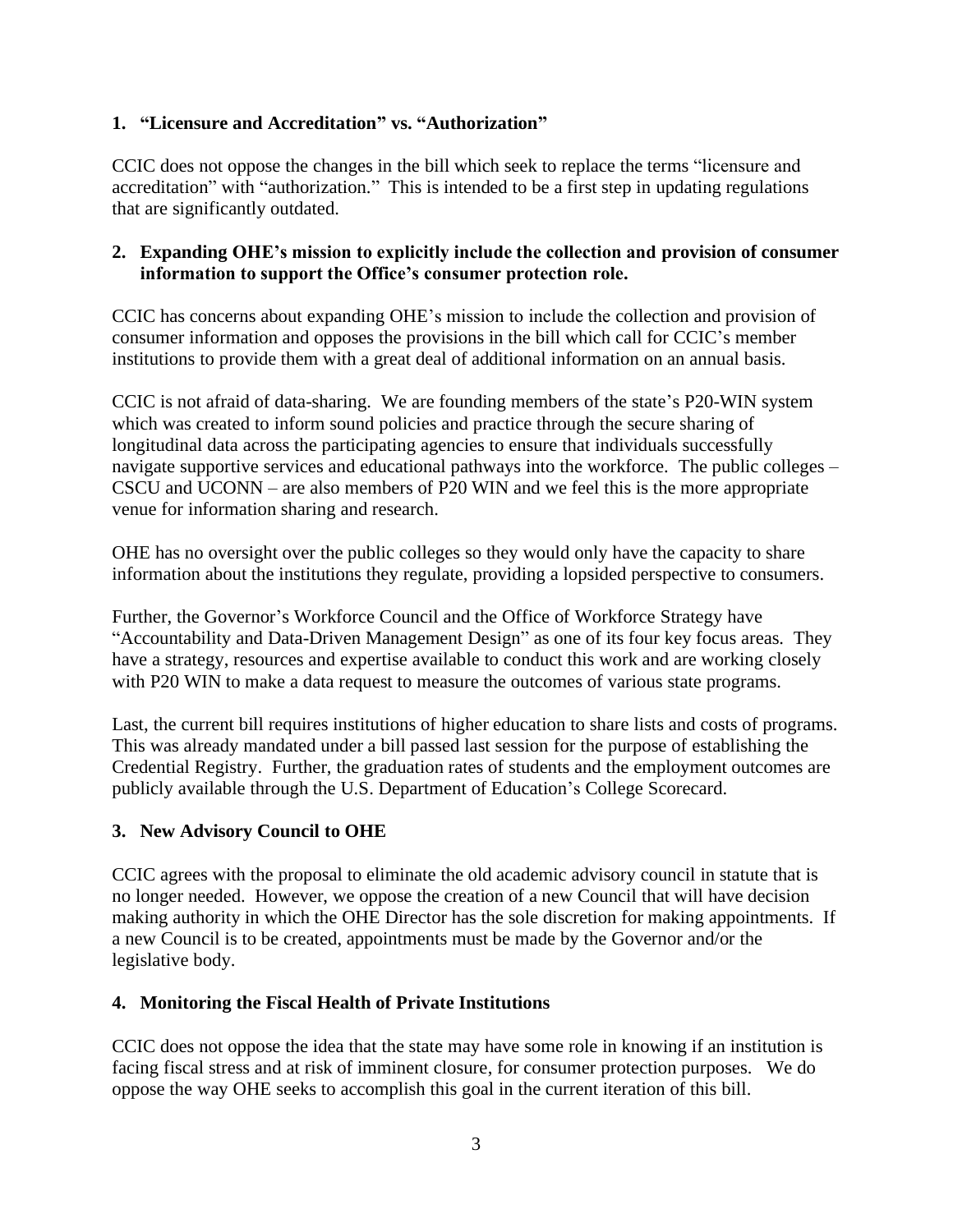**1. "Licensure and Accreditation" vs. "Authorization"**

CCIC does not oppose the changes in the bill which seek to replace the terms "licensure and accreditation" with "authorization." This is intended to be a first step in updating regulations that are significantly outdated.

**2. Expanding OHE's mission to explicitly include the collection and provision of consumer information to support the Office's consumer protection role.**

CCIC has concerns about expanding OHE's mission to include the collection and provision of consumer information and opposes the provisions in the bill which call for CCIC's member institutions to provide them with a great deal of additional information on an annual basis.

CCIC is not afraid of data-sharing. We are founding members of the state's P20-WIN system which was created to inform sound policies and practice through the secure sharing of longitudinal data across the participating agencies to ensure that individuals successfully navigate supportive services and educational pathways into the workforce. The public colleges – CSCU and UCONN – are also members of P20 WIN and we feel this is the more appropriate venue for information sharing and research.

OHE has no oversight over the public colleges so they would only have the capacity to share information about the institutions they regulate, providing a lopsided perspective to consumers.

Further, the Governor's Workforce Council and the Office of Workforce Strategy have "Accountability and Data-Driven Management Design" as one of its four key focus areas. They have a strategy, resources and expertise available to conduct this work and are working closely with P20 WIN to make a data request to measure the outcomes of various state programs.

Last, the current bill requires institutions of higher education to share lists and costs of programs. This was already mandated under a bill passed last session for the purpose of establishing the Credential Registry. Further, the graduation rates of students and the employment outcomes are publicly available through the U.S. Department of Education's College Scorecard.

**3. New Advisory Council to OHE**

CCIC agrees with the proposal to eliminate the old academic advisory council in statute that is no longer needed. However, we oppose the creation of a new Council that will have decision making authority in which the OHE Director has the sole discretion for making appointments. If a new Council is to be created, appointments must be made by the Governor and/or the legislative body.

**4. Monitoring the Fiscal Health of Private Institutions**

CCIC does not oppose the idea that the state may have some role in knowing if an institution is facing fiscal stress and at risk of imminent closure, for consumer protection purposes. We do oppose the way OHE seeks to accomplish this goal in the current iteration of this bill.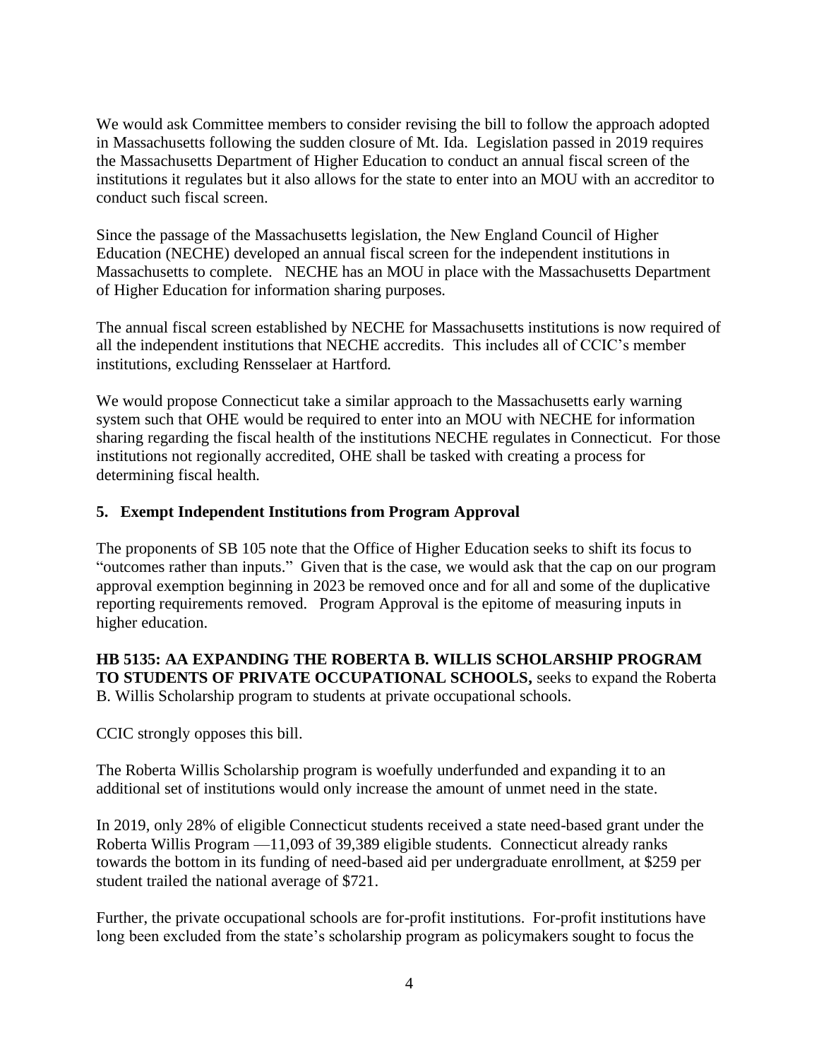We would ask Committee members to consider revising the bill to follow the approach adopted in Massachusetts following the sudden closure of Mt. Ida. Legislation passed in 2019 requires the Massachusetts Department of Higher Education to conduct an annual fiscal screen of the institutions it regulates but it also allows for the state to enter into an MOU with an accreditor to conduct such fiscal screen.

Since the passage of the Massachusetts legislation, the New England Council of Higher Education (NECHE) developed an annual fiscal screen for the independent institutions in Massachusetts to complete. NECHE has an MOU in place with the Massachusetts Department of Higher Education for information sharing purposes.

The annual fiscal screen established by NECHE for Massachusetts institutions is now required of all the independent institutions that NECHE accredits. This includes all of CCIC's member institutions, excluding Rensselaer at Hartford.

We would propose Connecticut take a similar approach to the Massachusetts early warning system such that OHE would be required to enter into an MOU with NECHE for information sharing regarding the fiscal health of the institutions NECHE regulates in Connecticut. For those institutions not regionally accredited, OHE shall be tasked with creating a process for determining fiscal health.

**5. Exempt Independent Institutions from Program Approval**

The proponents of SB 105 note that the Office of Higher Education seeks to shift its focus to "outcomes rather than inputs." Given that is the case, we would ask that the cap on our program approval exemption beginning in 2023 be removed once and for all and some of the duplicative reporting requirements removed. Program Approval is the epitome of measuring inputs in higher education.

**HB 5135: AA EXPANDING THE ROBERTA B. WILLIS SCHOLARSHIP PROGRAM TO STUDENTS OF PRIVATE OCCUPATIONAL SCHOOLS,** seeks to expand the Roberta B. Willis Scholarship program to students at private occupational schools.

CCIC strongly opposes this bill.

The Roberta Willis Scholarship program is woefully underfunded and expanding it to an additional set of institutions would only increase the amount of unmet need in the state.

In 2019, only 28% of eligible Connecticut students received a state need-based grant under the Roberta Willis Program —11,093 of 39,389 eligible students. Connecticut already ranks towards the bottom in its funding of need-based aid per undergraduate enrollment, at $259 per student trailed the national average of $721.

Further, the private occupational schools are for-profit institutions. For-profit institutions have long been excluded from the state's scholarship program as policymakers sought to focus the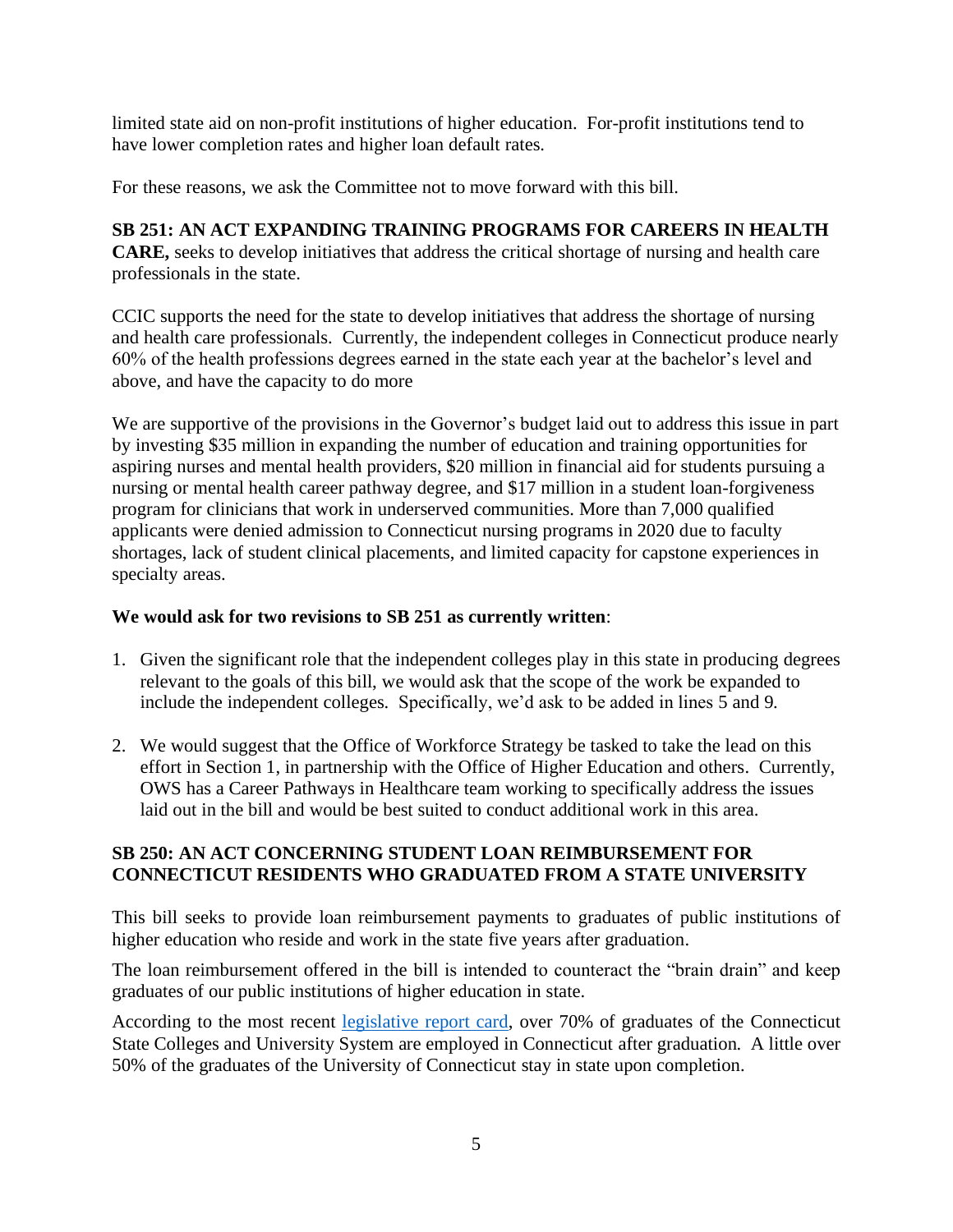limited state aid on non-profit institutions of higher education. For-profit institutions tend to have lower completion rates and higher loan default rates.

For these reasons, we ask the Committee not to move forward with this bill.

**SB 251: AN ACT EXPANDING TRAINING PROGRAMS FOR CAREERS IN HEALTH CARE,** seeks to develop initiatives that address the critical shortage of nursing and health care professionals in the state.

CCIC supports the need for the state to develop initiatives that address the shortage of nursing and health care professionals. Currently, the independent colleges in Connecticut produce nearly 60% of the health professions degrees earned in the state each year at the bachelor's level and above, and have the capacity to do more

We are supportive of the provisions in the Governor's budget laid out to address this issue in part by investing $35 million in expanding the number of education and training opportunities for aspiring nurses and mental health providers, $20 million in financial aid for students pursuing a nursing or mental health career pathway degree, and $17 million in a student loan-forgiveness program for clinicians that work in underserved communities. More than 7,000 qualified applicants were denied admission to Connecticut nursing programs in 2020 due to faculty shortages, lack of student clinical placements, and limited capacity for capstone experiences in specialty areas.

**We would ask for two revisions to SB 251 as currently written**:

1. Given the significant role that the independent colleges play in this state in producing degrees relevant to the goals of this bill, we would ask that the scope of the work be expanded to include the independent colleges. Specifically, we'd ask to be added in lines 5 and 9.
2. We would suggest that the Office of Workforce Strategy be tasked to take the lead on this effort in Section 1, in partnership with the Office of Higher Education and others. Currently, OWS has a Career Pathways in Healthcare team working to specifically address the issues laid out in the bill and would be best suited to conduct additional work in this area.

**SB 250: AN ACT CONCERNING STUDENT LOAN REIMBURSEMENT FOR CONNECTICUT RESIDENTS WHO GRADUATED FROM A STATE UNIVERSITY**

This bill seeks to provide loan reimbursement payments to graduates of public institutions of higher education who reside and work in the state five years after graduation.

The loan reimbursement offered in the bill is intended to counteract the "brain drain" and keep graduates of our public institutions of higher education in state.

According to the most recent legislative report card, over 70% of graduates of the Connecticut State Colleges and University System are employed in Connecticut after graduation. A little over 50% of the graduates of the University of Connecticut stay in state upon completion.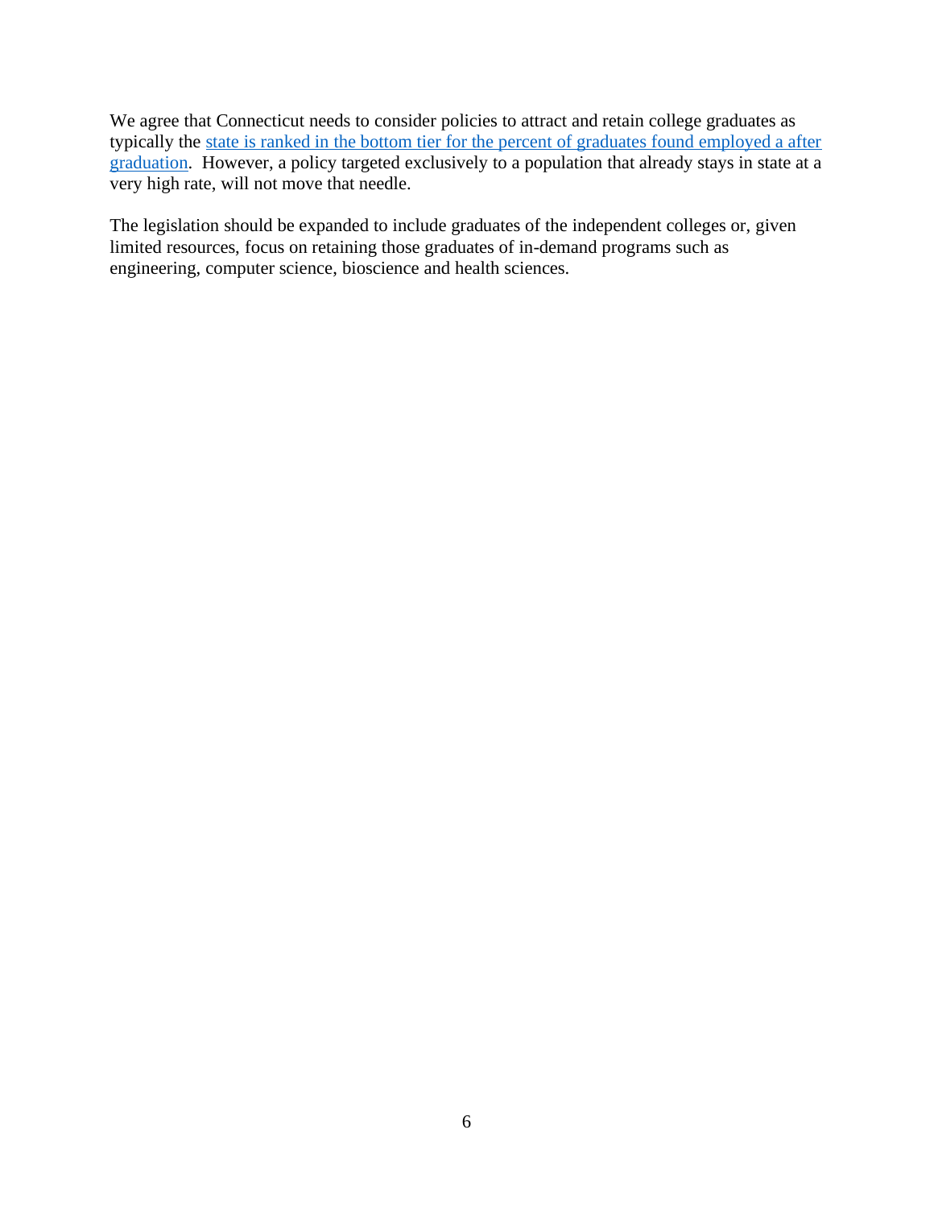We agree that Connecticut needs to consider policies to attract and retain college graduates as typically the [state is ranked in the bottom tier for the percent of graduates found employed a after graduation](). However, a policy targeted exclusively to a population that already stays in state at a very high rate, will not move that needle.

The legislation should be expanded to include graduates of the independent colleges or, given limited resources, focus on retaining those graduates of in-demand programs such as engineering, computer science, bioscience and health sciences.